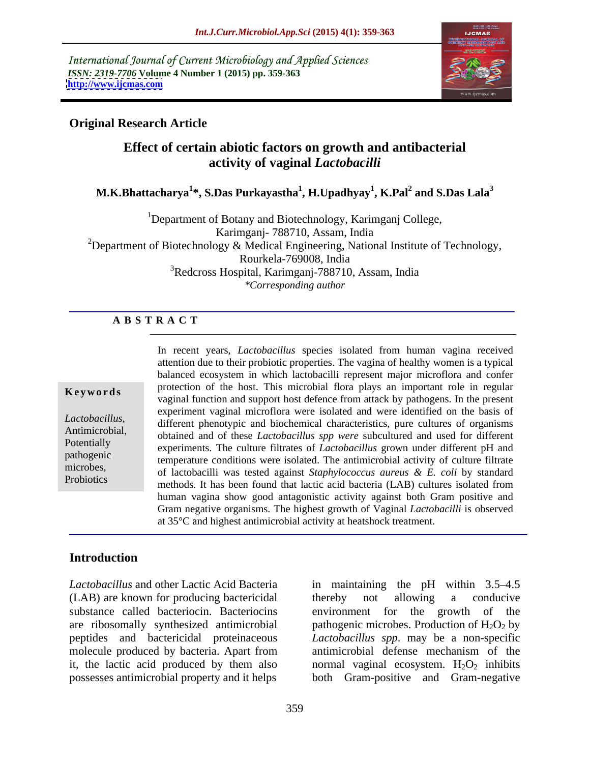International Journal of Current Microbiology and Applied Sciences
*ISSN: 2319-7706* **Volume 4 Number 1 (2015) pp. 359-363**
**http://www.ijcmas.com**

**Original Research Article**

# Effect of certain abiotic factors on growth and antibacterial activity of vaginal *Lactobacilli*

**M.K.Bhattacharya[1]\*, S.Das Purkayastha[1], H.Upadhyay[1], K.Pal[2] and S.Das Lala[3]**

[1]Department of Botany and Biotechnology, Karimganj College, Karimganj- 788710, Assam, India
[2]Department of Biotechnology & Medical Engineering, National Institute of Technology, Rourkela-769008, India
[3]Redcross Hospital, Karimganj-788710, Assam, India
*\*Corresponding author*

## ABSTRACT

**Keywords**

*Lactobacillus*, Antimicrobial, Potentially pathogenic microbes, Probiotics

In recent years, *Lactobacillus* species isolated from human vagina received attention due to their probiotic properties. The vagina of healthy women is a typical balanced ecosystem in which lactobacilli represent major microflora and confer protection of the host. This microbial flora plays an important role in regular vaginal function and support host defence from attack by pathogens. In the present experiment vaginal microflora were isolated and were identified on the basis of different phenotypic and biochemical characteristics, pure cultures of organisms obtained and of these *Lactobacillus spp were* subcultured and used for different experiments. The culture filtrates of *Lactobacillus* grown under different pH and temperature conditions were isolated. The antimicrobial activity of culture filtrate of lactobacilli was tested against *Staphylococcus aureus & E. coli* by standard methods. It has been found that lactic acid bacteria (LAB) cultures isolated from human vagina show good antagonistic activity against both Gram positive and Gram negative organisms. The highest growth of Vaginal *Lactobacilli* is observed at 35°C and highest antimicrobial activity at heatshock treatment.

## Introduction

*Lactobacillus* and other Lactic Acid Bacteria (LAB) are known for producing bactericidal substance called bacteriocin. Bacteriocins are ribosomally synthesized antimicrobial peptides and bactericidal proteinaceous molecule produced by bacteria. Apart from it, the lactic acid produced by them also possesses antimicrobial property and it helps in maintaining the pH within 3.5–4.5 thereby not allowing a conducive environment for the growth of the pathogenic microbes. Production of $H_2O_2$ by *Lactobacillus spp.* may be a non-specific antimicrobial defense mechanism of the normal vaginal ecosystem. $H_2O_2$ inhibits both Gram-positive and Gram-negative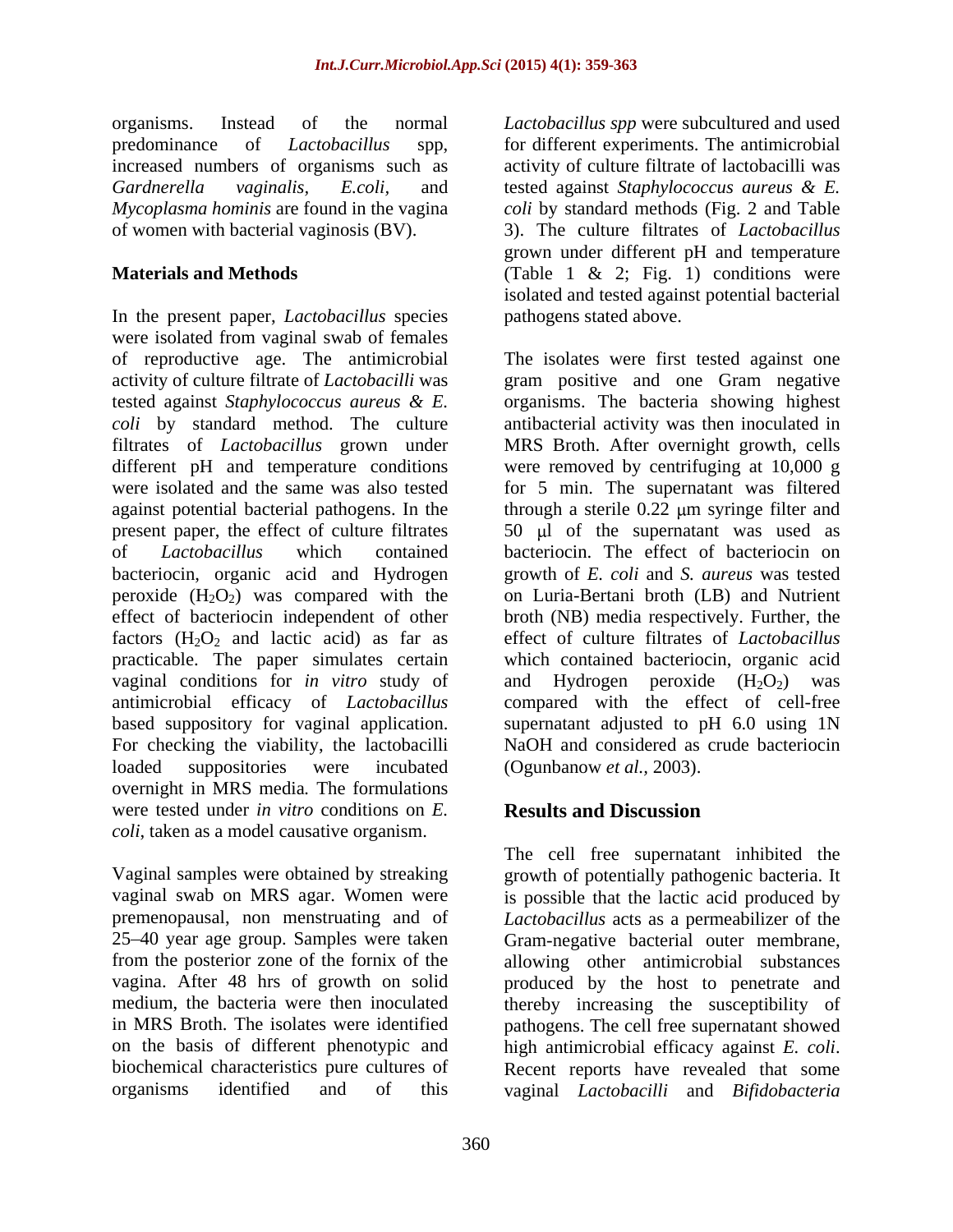organisms. Instead of the normal predominance of *Lactobacillus* spp, increased numbers of organisms such as *Gardnerella vaginalis*, *E.coli*, and *Mycoplasma hominis* are found in the vagina of women with bacterial vaginosis (BV).

## Materials and Methods

In the present paper, *Lactobacillus* species were isolated from vaginal swab of females of reproductive age. The antimicrobial activity of culture filtrate of *Lactobacilli* was tested against *Staphylococcus aureus & E. coli* by standard method. The culture filtrates of *Lactobacillus* grown under different pH and temperature conditions were isolated and the same was also tested against potential bacterial pathogens. In the present paper, the effect of culture filtrates of *Lactobacillus* which contained bacteriocin, organic acid and Hydrogen peroxide ($H_2O_2$) was compared with the effect of bacteriocin independent of other factors ($H_2O_2$ and lactic acid) as far as practicable. The paper simulates certain vaginal conditions for *in vitro* study of antimicrobial efficacy of *Lactobacillus* based suppository for vaginal application. For checking the viability, the lactobacilli loaded suppositories were incubated overnight in MRS media. The formulations were tested under *in vitro* conditions on *E. coli*, taken as a model causative organism.

Vaginal samples were obtained by streaking vaginal swab on MRS agar. Women were premenopausal, non menstruating and of 25–40 year age group. Samples were taken from the posterior zone of the fornix of the vagina. After 48 hrs of growth on solid medium, the bacteria were then inoculated in MRS Broth. The isolates were identified on the basis of different phenotypic and biochemical characteristics pure cultures of organisms identified and of this *Lactobacillus spp* were subcultured and used for different experiments. The antimicrobial activity of culture filtrate of lactobacilli was tested against *Staphylococcus aureus & E. coli* by standard methods (Fig. 2 and Table 3). The culture filtrates of *Lactobacillus* grown under different pH and temperature (Table 1 & 2; Fig. 1) conditions were isolated and tested against potential bacterial pathogens stated above.

The isolates were first tested against one gram positive and one Gram negative organisms. The bacteria showing highest antibacterial activity was then inoculated in MRS Broth. After overnight growth, cells were removed by centrifuging at 10,000 g for 5 min. The supernatant was filtered through a sterile 0.22 μm syringe filter and 50 μl of the supernatant was used as bacteriocin. The effect of bacteriocin on growth of *E. coli* and *S. aureus* was tested on Luria-Bertani broth (LB) and Nutrient broth (NB) media respectively. Further, the effect of culture filtrates of *Lactobacillus* which contained bacteriocin, organic acid and Hydrogen peroxide ($H_2O_2$) was compared with the effect of cell-free supernatant adjusted to pH 6.0 using 1N NaOH and considered as crude bacteriocin (Ogunbanow *et al.*, 2003).

## Results and Discussion

The cell free supernatant inhibited the growth of potentially pathogenic bacteria. It is possible that the lactic acid produced by *Lactobacillus* acts as a permeabilizer of the Gram-negative bacterial outer membrane, allowing other antimicrobial substances produced by the host to penetrate and thereby increasing the susceptibility of pathogens. The cell free supernatant showed high antimicrobial efficacy against *E. coli*. Recent reports have revealed that some vaginal *Lactobacilli* and *Bifidobacteria*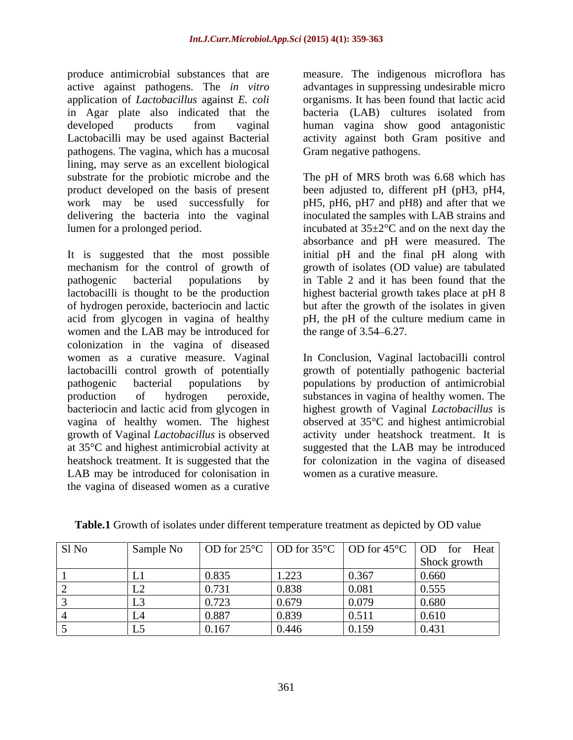produce antimicrobial substances that are active against pathogens. The *in vitro* application of *Lactobacillus* against *E. coli* in Agar plate also indicated that the developed products from vaginal Lactobacilli may be used against Bacterial pathogens. The vagina, which has a mucosal lining, may serve as an excellent biological substrate for the probiotic microbe and the product developed on the basis of present work may be used successfully for delivering the bacteria into the vaginal lumen for a prolonged period.

It is suggested that the most possible mechanism for the control of growth of pathogenic bacterial populations by lactobacilli is thought to be the production of hydrogen peroxide, bacteriocin and lactic acid from glycogen in vagina of healthy women and the LAB may be introduced for colonization in the vagina of diseased women as a curative measure. Vaginal lactobacilli control growth of potentially pathogenic bacterial populations by production of hydrogen peroxide, bacteriocin and lactic acid from glycogen in vagina of healthy women. The highest growth of Vaginal *Lactobacillus* is observed at 35°C and highest antimicrobial activity at heatshock treatment. It is suggested that the LAB may be introduced for colonisation in the vagina of diseased women as a curative measure. The indigenous microflora has advantages in suppressing undesirable micro organisms. It has been found that lactic acid bacteria (LAB) cultures isolated from human vagina show good antagonistic activity against both Gram positive and Gram negative pathogens.

The pH of MRS broth was 6.68 which has been adjusted to, different pH (pH3, pH4, pH5, pH6, pH7 and pH8) and after that we inoculated the samples with LAB strains and incubated at 35±2°C and on the next day the absorbance and pH were measured. The initial pH and the final pH along with growth of isolates (OD value) are tabulated in Table 2 and it has been found that the highest bacterial growth takes place at pH 8 but after the growth of the isolates in given pH, the pH of the culture medium came in the range of 3.54–6.27.

In Conclusion, Vaginal lactobacilli control growth of potentially pathogenic bacterial populations by production of antimicrobial substances in vagina of healthy women. The highest growth of Vaginal *Lactobacillus* is observed at 35°C and highest antimicrobial activity under heatshock treatment. It is suggested that the LAB may be introduced for colonization in the vagina of diseased women as a curative measure.

**Table.1** Growth of isolates under different temperature treatment as depicted by OD value

| Sl No | Sample No | OD for 25°C | OD for 35°C | OD for 45°C | OD for Heat Shock growth |
|---|---|---|---|---|---|
| 1 | L1 | 0.835 | 1.223 | 0.367 | 0.660 |
| 2 | L2 | 0.731 | 0.838 | 0.081 | 0.555 |
| 3 | L3 | 0.723 | 0.679 | 0.079 | 0.680 |
| 4 | L4 | 0.887 | 0.839 | 0.511 | 0.610 |
| 5 | L5 | 0.167 | 0.446 | 0.159 | 0.431 |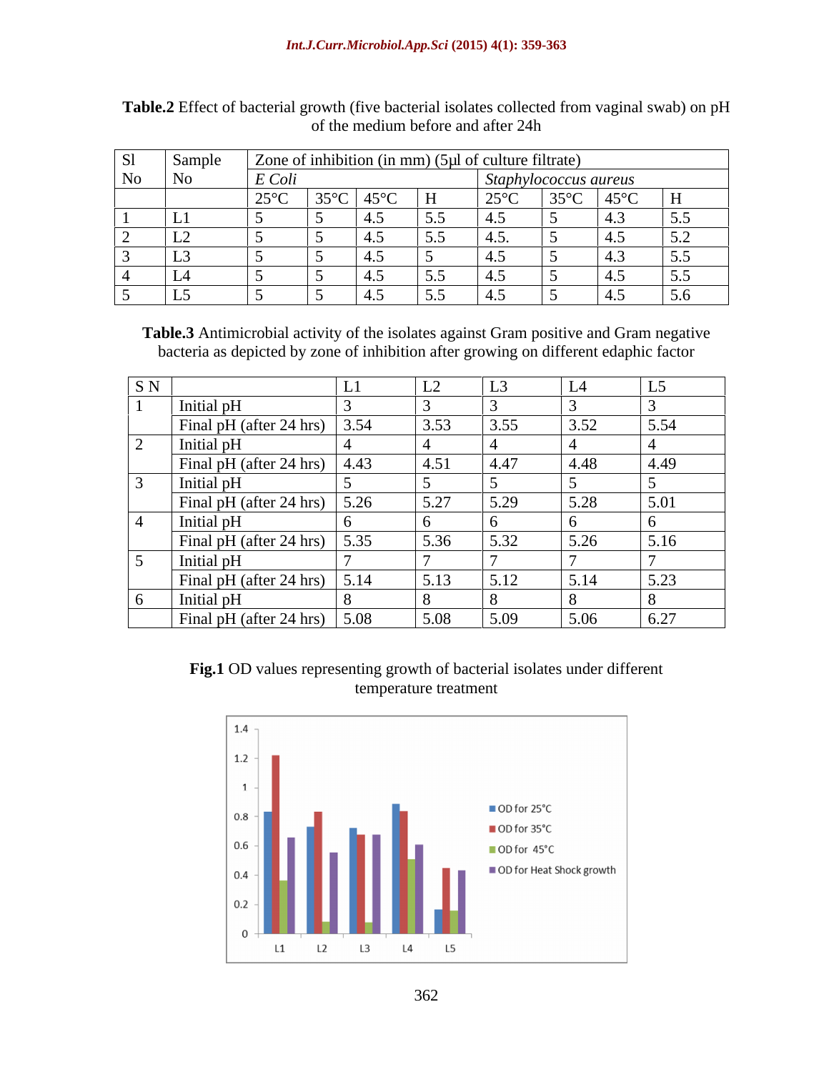**Table.2** Effect of bacterial growth (five bacterial isolates collected from vaginal swab) on pH of the medium before and after 24h

| Sl No | Sample No | Zone of inhibition (in mm) (5µl of culture filtrate) | | | | | | | |
|---|---|---|---|---|---|---|---|---|---|
| | | *E Coli* | | | | *Staphylococcus aureus* | | | |
| | | 25°C | 35°C | 45°C | H | 25°C | 35°C | 45°C | H |
| 1 | L1 | 5 | 5 | 4.5 | 5.5 | 4.5 | 5 | 4.3 | 5.5 |
| 2 | L2 | 5 | 5 | 4.5 | 5.5 | 4.5. | 5 | 4.5 | 5.2 |
| 3 | L3 | 5 | 5 | 4.5 | 5 | 4.5 | 5 | 4.3 | 5.5 |
| 4 | L4 | 5 | 5 | 4.5 | 5.5 | 4.5 | 5 | 4.5 | 5.5 |
| 5 | L5 | 5 | 5 | 4.5 | 5.5 | 4.5 | 5 | 4.5 | 5.6 |

**Table.3** Antimicrobial activity of the isolates against Gram positive and Gram negative bacteria as depicted by zone of inhibition after growing on different edaphic factor

| S N | | L1 | L2 | L3 | L4 | L5 |
|---|---|---|---|---|---|---|
| 1 | Initial pH | 3 | 3 | 3 | 3 | 3 |
| | Final pH (after 24 hrs) | 3.54 | 3.53 | 3.55 | 3.52 | 5.54 |
| 2 | Initial pH | 4 | 4 | 4 | 4 | 4 |
| | Final pH (after 24 hrs) | 4.43 | 4.51 | 4.47 | 4.48 | 4.49 |
| 3 | Initial pH | 5 | 5 | 5 | 5 | 5 |
| | Final pH (after 24 hrs) | 5.26 | 5.27 | 5.29 | 5.28 | 5.01 |
| 4 | Initial pH | 6 | 6 | 6 | 6 | 6 |
| | Final pH (after 24 hrs) | 5.35 | 5.36 | 5.32 | 5.26 | 5.16 |
| 5 | Initial pH | 7 | 7 | 7 | 7 | 7 |
| | Final pH (after 24 hrs) | 5.14 | 5.13 | 5.12 | 5.14 | 5.23 |
| 6 | Initial pH | 8 | 8 | 8 | 8 | 8 |
| | Final pH (after 24 hrs) | 5.08 | 5.08 | 5.09 | 5.06 | 6.27 |

**Fig.1** OD values representing growth of bacterial isolates under different temperature treatment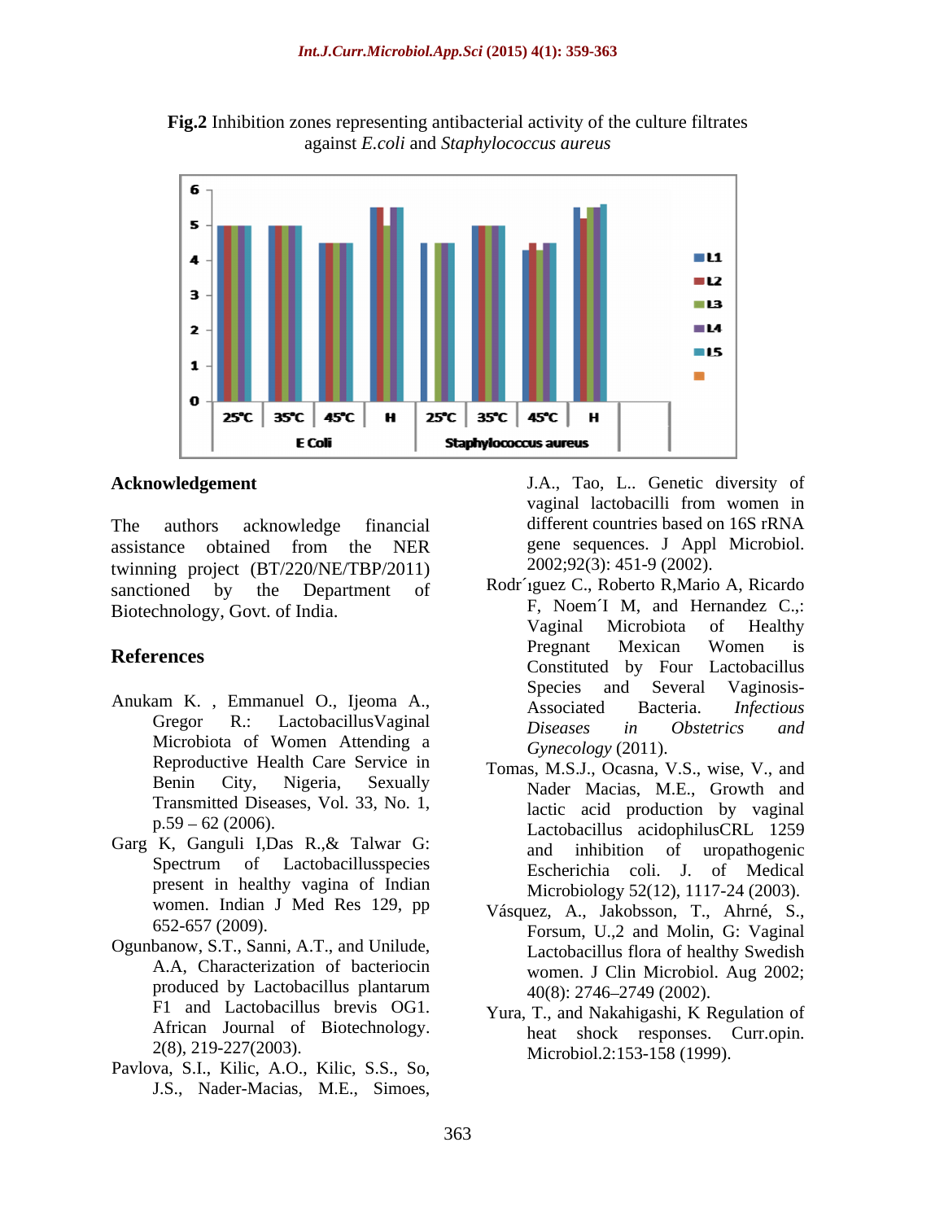**Fig.2** Inhibition zones representing antibacterial activity of the culture filtrates against *E.coli* and *Staphylococcus aureus*

6
5
4
3
2
1
0

25°C 35°C 45°C H 25°C 35°C 45°C H

E Coli

Staphylococcus aureus

L1
L2
L3
L4
L5

## Acknowledgement

The authors acknowledge financial assistance obtained from the NER twinning project (BT/220/NE/TBP/2011) sanctioned by the Department of Biotechnology, Govt. of India.

## References

Anukam K. , Emmanuel O., Ijeoma A., Gregor R.: LactobacillusVaginal Microbiota of Women Attending a Reproductive Health Care Service in Benin City, Nigeria, Sexually Transmitted Diseases, Vol. 33, No. 1, p.59 – 62 (2006).

Garg K, Ganguli I,Das R.,& Talwar G: Spectrum of Lactobacillusspecies present in healthy vagina of Indian women. Indian J Med Res 129, pp 652-657 (2009).

Ogunbanow, S.T., Sanni, A.T., and Unilude, A.A, Characterization of bacteriocin produced by Lactobacillus plantarum F1 and Lactobacillus brevis OG1. African Journal of Biotechnology. 2(8), 219-227(2003).

Pavlova, S.I., Kilic, A.O., Kilic, S.S., So, J.S., Nader-Macias, M.E., Simoes, J.A., Tao, L.. Genetic diversity of vaginal lactobacilli from women in different countries based on 16S rRNA gene sequences. J Appl Microbiol. 2002;92(3): 451-9 (2002).

Rodr´ıguez C., Roberto R,Mario A, Ricardo F, Noem´I M, and Hernandez C.,: Vaginal Microbiota of Healthy Pregnant Mexican Women is Constituted by Four Lactobacillus Species and Several Vaginosis-Associated Bacteria. *Infectious Diseases in Obstetrics and Gynecology* (2011).

Tomas, M.S.J., Ocasna, V.S., wise, V., and Nader Macias, M.E., Growth and lactic acid production by vaginal Lactobacillus acidophilusCRL 1259 and inhibition of uropathogenic Escherichia coli. J. of Medical Microbiology 52(12), 1117-24 (2003).

Vásquez, A., Jakobsson, T., Ahrné, S., Forsum, U.,2 and Molin, G: Vaginal Lactobacillus flora of healthy Swedish women. J Clin Microbiol. Aug 2002; 40(8): 2746–2749 (2002).

Yura, T., and Nakahigashi, K Regulation of heat shock responses. Curr.opin. Microbiol.2:153-158 (1999).